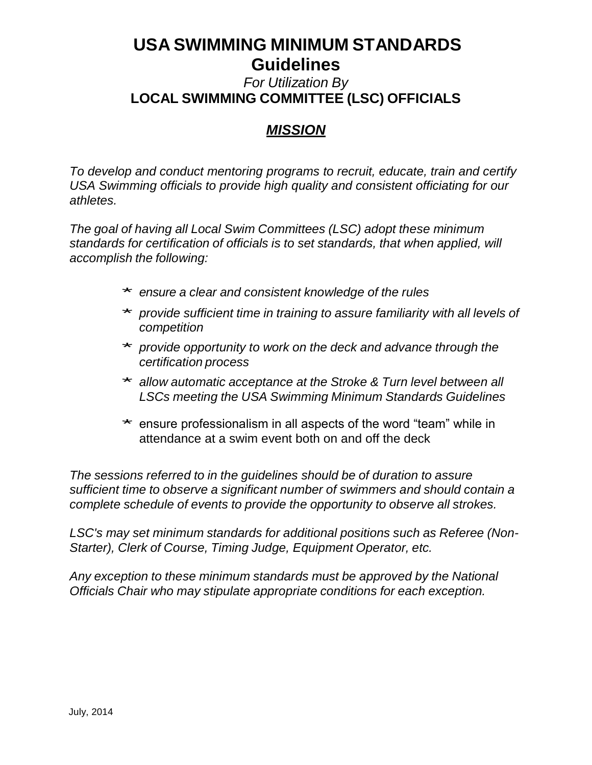# USA SWIMMING MINIMUM STANDARDS
## Guidelines

*For Utilization By*

**LOCAL SWIMMING COMMITTEE (LSC) OFFICIALS**

## ***MISSION***

*To develop and conduct mentoring programs to recruit, educate, train and certify USA Swimming officials to provide high quality and consistent officiating for our athletes.*

*The goal of having all Local Swim Committees (LSC) adopt these minimum standards for certification of officials is to set standards, that when applied, will accomplish the following:*

- *ensure a clear and consistent knowledge of the rules*
- *provide sufficient time in training to assure familiarity with all levels of competition*
- *provide opportunity to work on the deck and advance through the certification process*
- *allow automatic acceptance at the Stroke & Turn level between all LSCs meeting the USA Swimming Minimum Standards Guidelines*
- ensure professionalism in all aspects of the word "team" while in attendance at a swim event both on and off the deck

*The sessions referred to in the guidelines should be of duration to assure sufficient time to observe a significant number of swimmers and should contain a complete schedule of events to provide the opportunity to observe all strokes.*

*LSC's may set minimum standards for additional positions such as Referee (Non-Starter), Clerk of Course, Timing Judge, Equipment Operator, etc.*

*Any exception to these minimum standards must be approved by the National Officials Chair who may stipulate appropriate conditions for each exception.*

July, 2014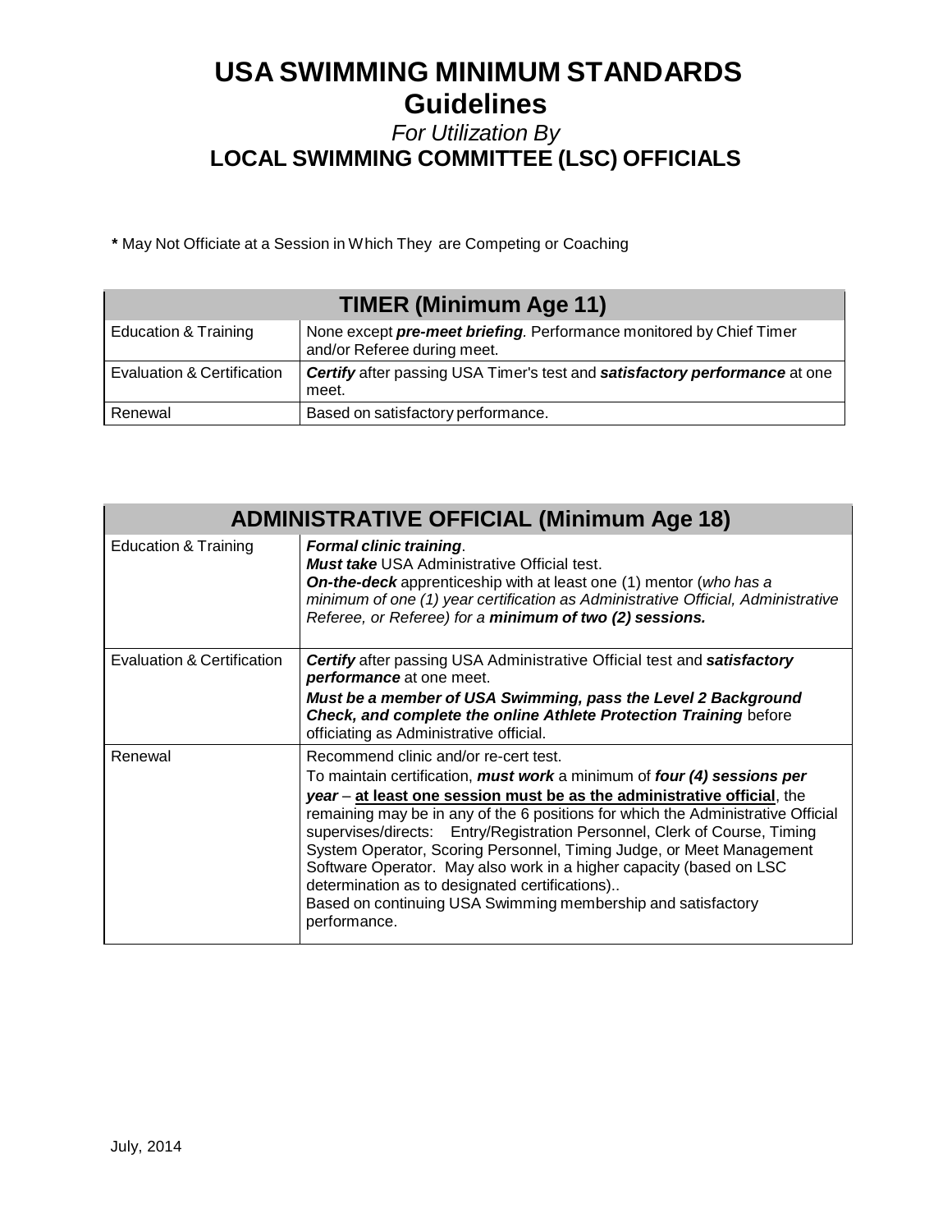# USA SWIMMING MINIMUM STANDARDS Guidelines

*For Utilization By*

## LOCAL SWIMMING COMMITTEE (LSC) OFFICIALS

**\*** May Not Officiate at a Session in Which They are Competing or Coaching

| TIMER (Minimum Age 11) | |
|---|---|
| Education & Training | None except ***pre-meet briefing***. Performance monitored by Chief Timer and/or Referee during meet. |
| Evaluation & Certification | ***Certify*** after passing USA Timer's test and ***satisfactory performance*** at one meet. |
| Renewal | Based on satisfactory performance. |

| ADMINISTRATIVE OFFICIAL (Minimum Age 18) | |
|---|---|
| Education & Training | ***Formal clinic training***. ***Must take*** USA Administrative Official test. ***On-the-deck*** apprenticeship with at least one (1) mentor (*who has a minimum of one (1) year certification as Administrative Official, Administrative Referee, or Referee) for a* ***minimum of two (2) sessions.*** |
| Evaluation & Certification | ***Certify*** after passing USA Administrative Official test and ***satisfactory performance*** at one meet. ***Must be a member of USA Swimming, pass the Level 2 Background Check, and complete the online Athlete Protection Training*** before officiating as Administrative official. |
| Renewal | Recommend clinic and/or re-cert test. To maintain certification, ***must work*** a minimum of ***four (4) sessions per year*** – **<u>at least one session must be as the administrative official</u>**, the remaining may be in any of the 6 positions for which the Administrative Official supervises/directs: Entry/Registration Personnel, Clerk of Course, Timing System Operator, Scoring Personnel, Timing Judge, or Meet Management Software Operator. May also work in a higher capacity (based on LSC determination as to designated certifications).. Based on continuing USA Swimming membership and satisfactory performance. |

July, 2014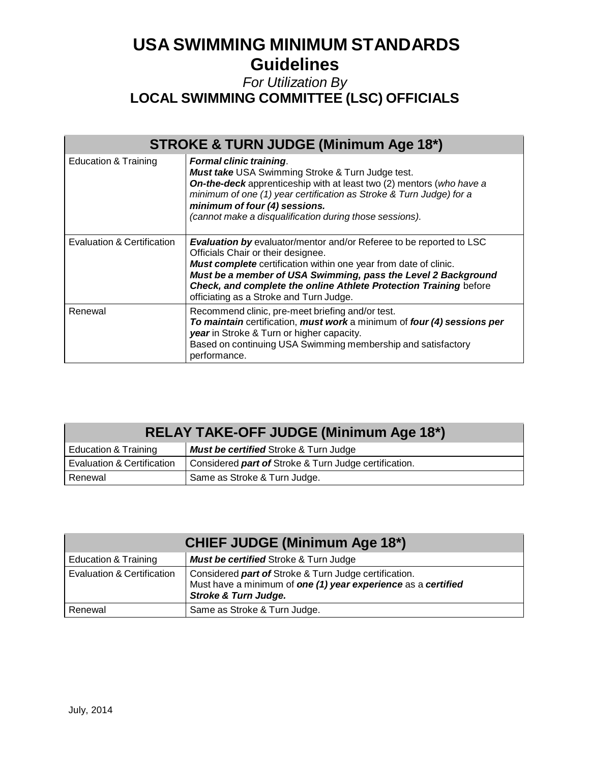# USA SWIMMING MINIMUM STANDARDS
## Guidelines
*For Utilization By*
## LOCAL SWIMMING COMMITTEE (LSC) OFFICIALS

| STROKE & TURN JUDGE (Minimum Age 18*) | |
|---|---|
| Education & Training | ***Formal clinic training***.<br>***Must take*** USA Swimming Stroke & Turn Judge test.<br>***On-the-deck*** apprenticeship with at least two (2) mentors (*who have a minimum of one (1) year certification as Stroke & Turn Judge) for a* ***minimum of four (4) sessions.***<br>*(cannot make a disqualification during those sessions).* |
| Evaluation & Certification | ***Evaluation by*** evaluator/mentor and/or Referee to be reported to LSC Officials Chair or their designee.<br>***Must complete*** certification within one year from date of clinic.<br>***Must be a member of USA Swimming, pass the Level 2 Background Check, and complete the online Athlete Protection Training*** before officiating as a Stroke and Turn Judge. |
| Renewal | Recommend clinic, pre-meet briefing and/or test.<br>***To maintain*** certification, ***must work*** a minimum of ***four (4) sessions per year*** in Stroke & Turn or higher capacity.<br>Based on continuing USA Swimming membership and satisfactory performance. |

| RELAY TAKE-OFF JUDGE (Minimum Age 18*) | |
|---|---|
| Education & Training | ***Must be certified*** Stroke & Turn Judge |
| Evaluation & Certification | Considered ***part of*** Stroke & Turn Judge certification. |
| Renewal | Same as Stroke & Turn Judge. |

| CHIEF JUDGE (Minimum Age 18*) | |
|---|---|
| Education & Training | ***Must be certified*** Stroke & Turn Judge |
| Evaluation & Certification | Considered ***part of*** Stroke & Turn Judge certification.<br>Must have a minimum of ***one (1) year experience*** as a ***certified Stroke & Turn Judge.*** |
| Renewal | Same as Stroke & Turn Judge. |

July, 2014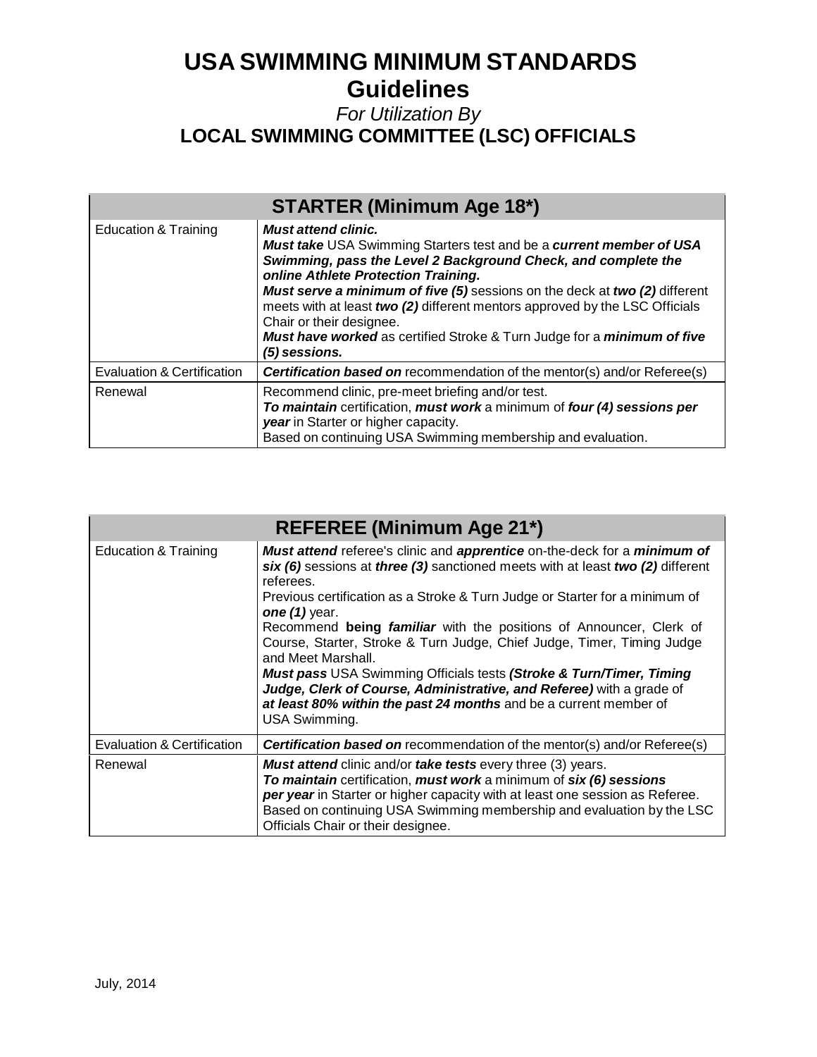# USA SWIMMING MINIMUM STANDARDS Guidelines

*For Utilization By*

## LOCAL SWIMMING COMMITTEE (LSC) OFFICIALS

| STARTER (Minimum Age 18*) | |
|---|---|
| Education & Training | ***Must attend clinic.*** ***Must take*** USA Swimming Starters test and be a ***current member of USA Swimming, pass the Level 2 Background Check, and complete the online Athlete Protection Training.*** ***Must serve a minimum of five (5)*** sessions on the deck at ***two (2)*** different meets with at least ***two (2)*** different mentors approved by the LSC Officials Chair or their designee. ***Must have worked*** as certified Stroke & Turn Judge for a ***minimum of five (5) sessions.*** |
| Evaluation & Certification | ***Certification based on*** recommendation of the mentor(s) and/or Referee(s) |
| Renewal | Recommend clinic, pre-meet briefing and/or test. ***To maintain*** certification, ***must work*** a minimum of ***four (4) sessions per year*** in Starter or higher capacity. Based on continuing USA Swimming membership and evaluation. |

| REFEREE (Minimum Age 21*) | |
|---|---|
| Education & Training | ***Must attend*** referee's clinic and ***apprentice*** on-the-deck for a ***minimum of six (6)*** sessions at ***three (3)*** sanctioned meets with at least ***two (2)*** different referees. Previous certification as a Stroke & Turn Judge or Starter for a minimum of ***one (1)*** year. Recommend **being *familiar*** with the positions of Announcer, Clerk of Course, Starter, Stroke & Turn Judge, Chief Judge, Timer, Timing Judge and Meet Marshall. ***Must pass*** USA Swimming Officials tests ***(Stroke & Turn/Timer, Timing Judge, Clerk of Course, Administrative, and Referee)*** with a grade of ***at least 80% within the past 24 months*** and be a current member of USA Swimming. |
| Evaluation & Certification | ***Certification based on*** recommendation of the mentor(s) and/or Referee(s) |
| Renewal | ***Must attend*** clinic and/or ***take tests*** every three (3) years. ***To maintain*** certification, ***must work*** a minimum of ***six (6) sessions per year*** in Starter or higher capacity with at least one session as Referee. Based on continuing USA Swimming membership and evaluation by the LSC Officials Chair or their designee. |

July, 2014